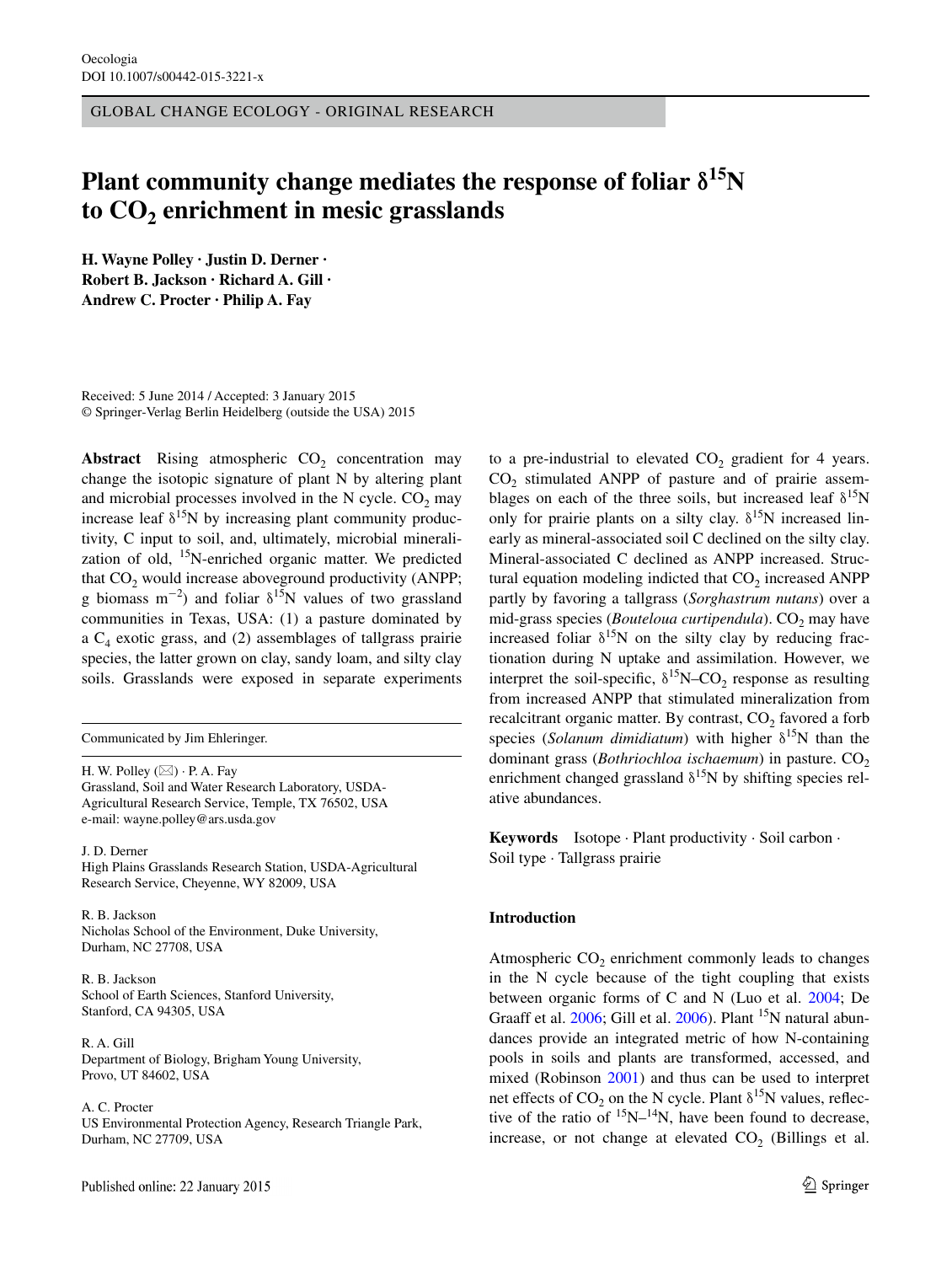GLOBAL CHANGE ECOLOGY - ORIGINAL RESEARCH

# Plant community change mediates the response of foliar $\delta^{15}N$ to $CO_2$ enrichment in mesic grasslands

**H. Wayne Polley · Justin D. Derner · Robert B. Jackson · Richard A. Gill · Andrew C. Procter · Philip A. Fay**

Received: 5 June 2014 / Accepted: 3 January 2015
© Springer-Verlag Berlin Heidelberg (outside the USA) 2015

**Abstract** Rising atmospheric $CO_2$ concentration may change the isotopic signature of plant N by altering plant and microbial processes involved in the N cycle. $CO_2$ may increase leaf $\delta^{15}N$ by increasing plant community productivity, C input to soil, and, ultimately, microbial mineralization of old, $^{15}N$-enriched organic matter. We predicted that $CO_2$ would increase aboveground productivity (ANPP; g biomass $m^{-2}$) and foliar $\delta^{15}N$ values of two grassland communities in Texas, USA: (1) a pasture dominated by a $C_4$ exotic grass, and (2) assemblages of tallgrass prairie species, the latter grown on clay, sandy loam, and silty clay soils. Grasslands were exposed in separate experiments to a pre-industrial to elevated $CO_2$ gradient for 4 years. $CO_2$ stimulated ANPP of pasture and of prairie assemblages on each of the three soils, but increased leaf $\delta^{15}N$ only for prairie plants on a silty clay. $\delta^{15}N$ increased linearly as mineral-associated soil C declined on the silty clay. Mineral-associated C declined as ANPP increased. Structural equation modeling indicted that $CO_2$ increased ANPP partly by favoring a tallgrass (*Sorghastrum nutans*) over a mid-grass species (*Bouteloua curtipendula*). $CO_2$ may have increased foliar $\delta^{15}N$ on the silty clay by reducing fractionation during N uptake and assimilation. However, we interpret the soil-specific, $\delta^{15}N$–$CO_2$ response as resulting from increased ANPP that stimulated mineralization from recalcitrant organic matter. By contrast, $CO_2$ favored a forb species (*Solanum dimidiatum*) with higher $\delta^{15}N$ than the dominant grass (*Bothriochloa ischaemum*) in pasture. $CO_2$ enrichment changed grassland $\delta^{15}N$ by shifting species relative abundances.

**Keywords** Isotope · Plant productivity · Soil carbon · Soil type · Tallgrass prairie

Communicated by Jim Ehleringer.

H. W. Polley (✉) · P. A. Fay
Grassland, Soil and Water Research Laboratory, USDA-Agricultural Research Service, Temple, TX 76502, USA
e-mail: wayne.polley@ars.usda.gov

J. D. Derner
High Plains Grasslands Research Station, USDA-Agricultural Research Service, Cheyenne, WY 82009, USA

R. B. Jackson
Nicholas School of the Environment, Duke University, Durham, NC 27708, USA

R. B. Jackson
School of Earth Sciences, Stanford University, Stanford, CA 94305, USA

R. A. Gill
Department of Biology, Brigham Young University, Provo, UT 84602, USA

A. C. Procter
US Environmental Protection Agency, Research Triangle Park, Durham, NC 27709, USA

## Introduction

Atmospheric $CO_2$ enrichment commonly leads to changes in the N cycle because of the tight coupling that exists between organic forms of C and N (Luo et al. 2004; De Graaff et al. 2006; Gill et al. 2006). Plant $^{15}N$ natural abundances provide an integrated metric of how N-containing pools in soils and plants are transformed, accessed, and mixed (Robinson 2001) and thus can be used to interpret net effects of $CO_2$ on the N cycle. Plant $\delta^{15}N$ values, reflective of the ratio of $^{15}N$–$^{14}N$, have been found to decrease, increase, or not change at elevated $CO_2$ (Billings et al.

Published online: 22 January 2015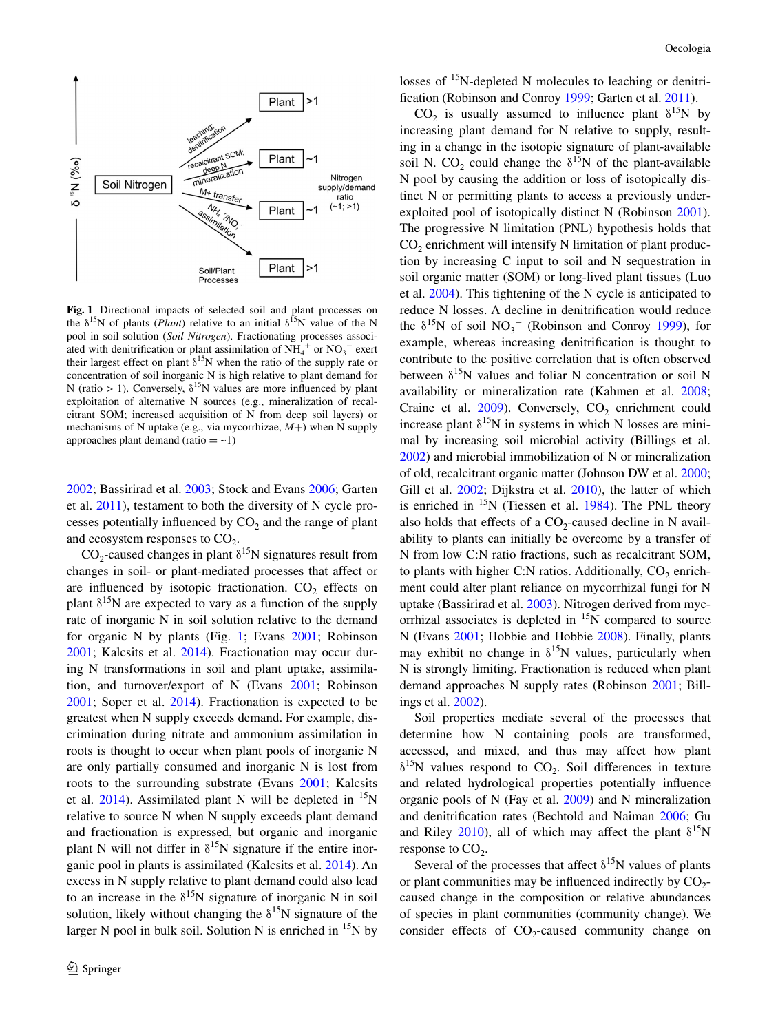**Fig. 1** Directional impacts of selected soil and plant processes on the $\delta^{15}$N of plants (*Plant*) relative to an initial $\delta^{15}$N value of the N pool in soil solution (*Soil Nitrogen*). Fractionating processes associated with denitrification or plant assimilation of $NH_4^+$ or $NO_3^-$ exert their largest effect on plant $\delta^{15}$N when the ratio of the supply rate or concentration of soil inorganic N is high relative to plant demand for N (ratio > 1). Conversely, $\delta^{15}$N values are more influenced by plant exploitation of alternative N sources (e.g., mineralization of recalcitrant SOM; increased acquisition of N from deep soil layers) or mechanisms of N uptake (e.g., via mycorrhizae, *M*+) when N supply approaches plant demand (ratio = ~1)

2002; Bassirirad et al. 2003; Stock and Evans 2006; Garten et al. 2011), testament to both the diversity of N cycle processes potentially influenced by $CO_2$ and the range of plant and ecosystem responses to $CO_2$.

$CO_2$-caused changes in plant $\delta^{15}$N signatures result from changes in soil- or plant-mediated processes that affect or are influenced by isotopic fractionation. $CO_2$ effects on plant $\delta^{15}$N are expected to vary as a function of the supply rate of inorganic N in soil solution relative to the demand for organic N by plants (Fig. 1; Evans 2001; Robinson 2001; Kalcsits et al. 2014). Fractionation may occur during N transformations in soil and plant uptake, assimilation, and turnover/export of N (Evans 2001; Robinson 2001; Soper et al. 2014). Fractionation is expected to be greatest when N supply exceeds demand. For example, discrimination during nitrate and ammonium assimilation in roots is thought to occur when plant pools of inorganic N are only partially consumed and inorganic N is lost from roots to the surrounding substrate (Evans 2001; Kalcsits et al. 2014). Assimilated plant N will be depleted in $^{15}$N relative to source N when N supply exceeds plant demand and fractionation is expressed, but organic and inorganic plant N will not differ in $\delta^{15}$N signature if the entire inorganic pool in plants is assimilated (Kalcsits et al. 2014). An excess in N supply relative to plant demand could also lead to an increase in the $\delta^{15}$N signature of inorganic N in soil solution, likely without changing the $\delta^{15}$N signature of the larger N pool in bulk soil. Solution N is enriched in $^{15}$N by losses of $^{15}$N-depleted N molecules to leaching or denitrification (Robinson and Conroy 1999; Garten et al. 2011).

$CO_2$ is usually assumed to influence plant $\delta^{15}$N by increasing plant demand for N relative to supply, resulting in a change in the isotopic signature of plant-available soil N. $CO_2$ could change the $\delta^{15}$N of the plant-available N pool by causing the addition or loss of isotopically distinct N or permitting plants to access a previously underexploited pool of isotopically distinct N (Robinson 2001). The progressive N limitation (PNL) hypothesis holds that $CO_2$ enrichment will intensify N limitation of plant production by increasing C input to soil and N sequestration in soil organic matter (SOM) or long-lived plant tissues (Luo et al. 2004). This tightening of the N cycle is anticipated to reduce N losses. A decline in denitrification would reduce the $\delta^{15}$N of soil $NO_3^-$ (Robinson and Conroy 1999), for example, whereas increasing denitrification is thought to contribute to the positive correlation that is often observed between $\delta^{15}$N values and foliar N concentration or soil N availability or mineralization rate (Kahmen et al. 2008; Craine et al. 2009). Conversely, $CO_2$ enrichment could increase plant $\delta^{15}$N in systems in which N losses are minimal by increasing soil microbial activity (Billings et al. 2002) and microbial immobilization of N or mineralization of old, recalcitrant organic matter (Johnson DW et al. 2000; Gill et al. 2002; Dijkstra et al. 2010), the latter of which is enriched in $^{15}$N (Tiessen et al. 1984). The PNL theory also holds that effects of a $CO_2$-caused decline in N availability to plants can initially be overcome by a transfer of N from low C:N ratio fractions, such as recalcitrant SOM, to plants with higher C:N ratios. Additionally, $CO_2$ enrichment could alter plant reliance on mycorrhizal fungi for N uptake (Bassirirad et al. 2003). Nitrogen derived from mycorrhizal associates is depleted in $^{15}$N compared to source N (Evans 2001; Hobbie and Hobbie 2008). Finally, plants may exhibit no change in $\delta^{15}$N values, particularly when N is strongly limiting. Fractionation is reduced when plant demand approaches N supply rates (Robinson 2001; Billings et al. 2002).

Soil properties mediate several of the processes that determine how N containing pools are transformed, accessed, and mixed, and thus may affect how plant $\delta^{15}$N values respond to $CO_2$. Soil differences in texture and related hydrological properties potentially influence organic pools of N (Fay et al. 2009) and N mineralization and denitrification rates (Bechtold and Naiman 2006; Gu and Riley 2010), all of which may affect the plant $\delta^{15}$N response to $CO_2$.

Several of the processes that affect $\delta^{15}$N values of plants or plant communities may be influenced indirectly by $CO_2$-caused change in the composition or relative abundances of species in plant communities (community change). We consider effects of $CO_2$-caused community change on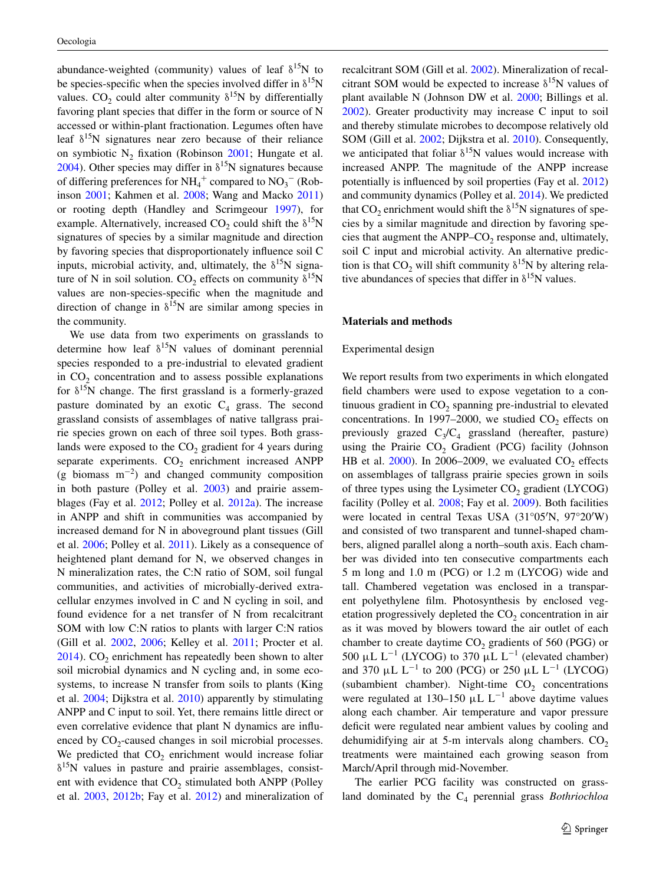abundance-weighted (community) values of leaf $\delta^{15}N$ to be species-specific when the species involved differ in $\delta^{15}N$ values. $CO_2$ could alter community $\delta^{15}N$ by differentially favoring plant species that differ in the form or source of N accessed or within-plant fractionation. Legumes often have leaf $\delta^{15}N$ signatures near zero because of their reliance on symbiotic $N_2$ fixation (Robinson 2001; Hungate et al. 2004). Other species may differ in $\delta^{15}N$ signatures because of differing preferences for $NH_4^+$ compared to $NO_3^-$ (Robinson 2001; Kahmen et al. 2008; Wang and Macko 2011) or rooting depth (Handley and Scrimgeour 1997), for example. Alternatively, increased $CO_2$ could shift the $\delta^{15}N$ signatures of species by a similar magnitude and direction by favoring species that disproportionately influence soil C inputs, microbial activity, and, ultimately, the $\delta^{15}N$ signature of N in soil solution. $CO_2$ effects on community $\delta^{15}N$ values are non-species-specific when the magnitude and direction of change in $\delta^{15}N$ are similar among species in the community.

We use data from two experiments on grasslands to determine how leaf $\delta^{15}N$ values of dominant perennial species responded to a pre-industrial to elevated gradient in $CO_2$ concentration and to assess possible explanations for $\delta^{15}N$ change. The first grassland is a formerly-grazed pasture dominated by an exotic $C_4$ grass. The second grassland consists of assemblages of native tallgrass prairie species grown on each of three soil types. Both grasslands were exposed to the $CO_2$ gradient for 4 years during separate experiments. $CO_2$ enrichment increased ANPP (g biomass $m^{-2}$) and changed community composition in both pasture (Polley et al. 2003) and prairie assemblages (Fay et al. 2012; Polley et al. 2012a). The increase in ANPP and shift in communities was accompanied by increased demand for N in aboveground plant tissues (Gill et al. 2006; Polley et al. 2011). Likely as a consequence of heightened plant demand for N, we observed changes in N mineralization rates, the C:N ratio of SOM, soil fungal communities, and activities of microbially-derived extracellular enzymes involved in C and N cycling in soil, and found evidence for a net transfer of N from recalcitrant SOM with low C:N ratios to plants with larger C:N ratios (Gill et al. 2002, 2006; Kelley et al. 2011; Procter et al. 2014). $CO_2$ enrichment has repeatedly been shown to alter soil microbial dynamics and N cycling and, in some ecosystems, to increase N transfer from soils to plants (King et al. 2004; Dijkstra et al. 2010) apparently by stimulating ANPP and C input to soil. Yet, there remains little direct or even correlative evidence that plant N dynamics are influenced by $CO_2$-caused changes in soil microbial processes. We predicted that $CO_2$ enrichment would increase foliar $\delta^{15}N$ values in pasture and prairie assemblages, consistent with evidence that $CO_2$ stimulated both ANPP (Polley et al. 2003, 2012b; Fay et al. 2012) and mineralization of recalcitrant SOM (Gill et al. 2002). Mineralization of recalcitrant SOM would be expected to increase $\delta^{15}N$ values of plant available N (Johnson DW et al. 2000; Billings et al. 2002). Greater productivity may increase C input to soil and thereby stimulate microbes to decompose relatively old SOM (Gill et al. 2002; Dijkstra et al. 2010). Consequently, we anticipated that foliar $\delta^{15}N$ values would increase with increased ANPP. The magnitude of the ANPP increase potentially is influenced by soil properties (Fay et al. 2012) and community dynamics (Polley et al. 2014). We predicted that $CO_2$ enrichment would shift the $\delta^{15}N$ signatures of species by a similar magnitude and direction by favoring species that augment the ANPP–$CO_2$ response and, ultimately, soil C input and microbial activity. An alternative prediction is that $CO_2$ will shift community $\delta^{15}N$ by altering relative abundances of species that differ in $\delta^{15}N$ values.

## Materials and methods

### Experimental design

We report results from two experiments in which elongated field chambers were used to expose vegetation to a continuous gradient in $CO_2$ spanning pre-industrial to elevated concentrations. In 1997–2000, we studied $CO_2$ effects on previously grazed $C_3$/$C_4$ grassland (hereafter, pasture) using the Prairie $CO_2$ Gradient (PCG) facility (Johnson HB et al. 2000). In 2006–2009, we evaluated $CO_2$ effects on assemblages of tallgrass prairie species grown in soils of three types using the Lysimeter $CO_2$ gradient (LYCOG) facility (Polley et al. 2008; Fay et al. 2009). Both facilities were located in central Texas USA (31°05′N, 97°20′W) and consisted of two transparent and tunnel-shaped chambers, aligned parallel along a north–south axis. Each chamber was divided into ten consecutive compartments each 5 m long and 1.0 m (PCG) or 1.2 m (LYCOG) wide and tall. Chambered vegetation was enclosed in a transparent polyethylene film. Photosynthesis by enclosed vegetation progressively depleted the $CO_2$ concentration in air as it was moved by blowers toward the air outlet of each chamber to create daytime $CO_2$ gradients of 560 (PGG) or 500 $\mu L\ L^{-1}$ (LYCOG) to 370 $\mu L\ L^{-1}$ (elevated chamber) and 370 $\mu L\ L^{-1}$ to 200 (PCG) or 250 $\mu L\ L^{-1}$ (LYCOG) (subambient chamber). Night-time $CO_2$ concentrations were regulated at 130–150 $\mu L\ L^{-1}$ above daytime values along each chamber. Air temperature and vapor pressure deficit were regulated near ambient values by cooling and dehumidifying air at 5-m intervals along chambers. $CO_2$ treatments were maintained each growing season from March/April through mid-November.

The earlier PCG facility was constructed on grassland dominated by the $C_4$ perennial grass *Bothriochloa*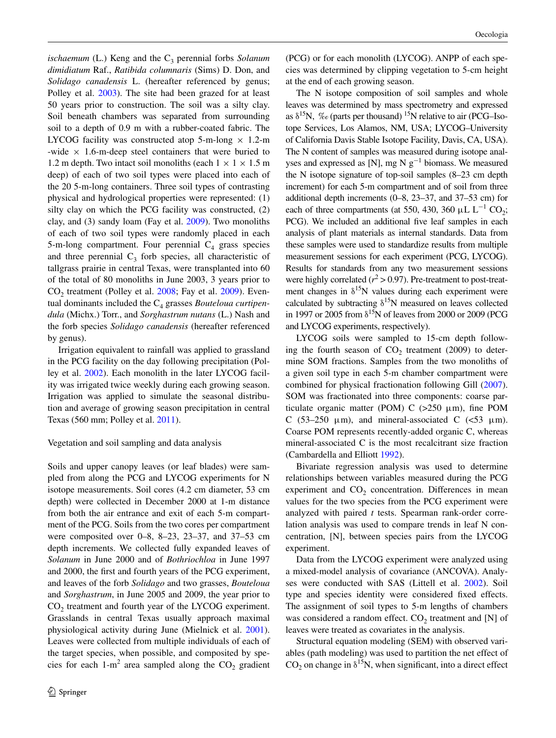*ischaemum* (L.) Keng and the $C_3$ perennial forbs *Solanum dimidiatum* Raf., *Ratibida columnaris* (Sims) D. Don, and *Solidago canadensis* L. (hereafter referenced by genus; Polley et al. 2003). The site had been grazed for at least 50 years prior to construction. The soil was a silty clay. Soil beneath chambers was separated from surrounding soil to a depth of 0.9 m with a rubber-coated fabric. The LYCOG facility was constructed atop 5-m-long × 1.2-m-wide × 1.6-m-deep steel containers that were buried to 1.2 m depth. Two intact soil monoliths (each 1 × 1 × 1.5 m deep) of each of two soil types were placed into each of the 20 5-m-long containers. Three soil types of contrasting physical and hydrological properties were represented: (1) silty clay on which the PCG facility was constructed, (2) clay, and (3) sandy loam (Fay et al. 2009). Two monoliths of each of two soil types were randomly placed in each 5-m-long compartment. Four perennial $C_4$ grass species and three perennial $C_3$ forb species, all characteristic of tallgrass prairie in central Texas, were transplanted into 60 of the total of 80 monoliths in June 2003, 3 years prior to $CO_2$ treatment (Polley et al. 2008; Fay et al. 2009). Eventual dominants included the $C_4$ grasses *Bouteloua curtipendula* (Michx.) Torr., and *Sorghastrum nutans* (L.) Nash and the forb species *Solidago canadensis* (hereafter referenced by genus).

Irrigation equivalent to rainfall was applied to grassland in the PCG facility on the day following precipitation (Polley et al. 2002). Each monolith in the later LYCOG facility was irrigated twice weekly during each growing season. Irrigation was applied to simulate the seasonal distribution and average of growing season precipitation in central Texas (560 mm; Polley et al. 2011).

### Vegetation and soil sampling and data analysis

Soils and upper canopy leaves (or leaf blades) were sampled from along the PCG and LYCOG experiments for N isotope measurements. Soil cores (4.2 cm diameter, 53 cm depth) were collected in December 2000 at 1-m distance from both the air entrance and exit of each 5-m compartment of the PCG. Soils from the two cores per compartment were composited over 0–8, 8–23, 23–37, and 37–53 cm depth increments. We collected fully expanded leaves of *Solanum* in June 2000 and of *Bothriochloa* in June 1997 and 2000, the first and fourth years of the PCG experiment, and leaves of the forb *Solidago* and two grasses, *Bouteloua* and *Sorghastrum*, in June 2005 and 2009, the year prior to $CO_2$ treatment and fourth year of the LYCOG experiment. Grasslands in central Texas usually approach maximal physiological activity during June (Mielnick et al. 2001). Leaves were collected from multiple individuals of each of the target species, when possible, and composited by species for each 1-$m^2$ area sampled along the $CO_2$ gradient (PCG) or for each monolith (LYCOG). ANPP of each species was determined by clipping vegetation to 5-cm height at the end of each growing season.

The N isotope composition of soil samples and whole leaves was determined by mass spectrometry and expressed as $\delta^{15}N$, ‰ (parts per thousand) $^{15}N$ relative to air (PCG–Isotope Services, Los Alamos, NM, USA; LYCOG–University of California Davis Stable Isotope Facility, Davis, CA, USA). The N content of samples was measured during isotope analyses and expressed as [N], mg N $g^{-1}$ biomass. We measured the N isotope signature of top-soil samples (8–23 cm depth increment) for each 5-m compartment and of soil from three additional depth increments (0–8, 23–37, and 37–53 cm) for each of three compartments (at 550, 430, 360 μL $L^{-1}$ $CO_2$; PCG). We included an additional five leaf samples in each analysis of plant materials as internal standards. Data from these samples were used to standardize results from multiple measurement sessions for each experiment (PCG, LYCOG). Results for standards from any two measurement sessions were highly correlated ($r^2 > 0.97$). Pre-treatment to post-treatment changes in $\delta^{15}N$ values during each experiment were calculated by subtracting $\delta^{15}N$ measured on leaves collected in 1997 or 2005 from $\delta^{15}N$ of leaves from 2000 or 2009 (PCG and LYCOG experiments, respectively).

LYCOG soils were sampled to 15-cm depth following the fourth season of $CO_2$ treatment (2009) to determine SOM fractions. Samples from the two monoliths of a given soil type in each 5-m chamber compartment were combined for physical fractionation following Gill (2007). SOM was fractionated into three components: coarse particulate organic matter (POM) C (>250 μm), fine POM C (53–250 μm), and mineral-associated C (<53 μm). Coarse POM represents recently-added organic C, whereas mineral-associated C is the most recalcitrant size fraction (Cambardella and Elliott 1992).

Bivariate regression analysis was used to determine relationships between variables measured during the PCG experiment and $CO_2$ concentration. Differences in mean values for the two species from the PCG experiment were analyzed with paired *t* tests. Spearman rank-order correlation analysis was used to compare trends in leaf N concentration, [N], between species pairs from the LYCOG experiment.

Data from the LYCOG experiment were analyzed using a mixed-model analysis of covariance (ANCOVA). Analyses were conducted with SAS (Littell et al. 2002). Soil type and species identity were considered fixed effects. The assignment of soil types to 5-m lengths of chambers was considered a random effect. $CO_2$ treatment and [N] of leaves were treated as covariates in the analysis.

Structural equation modeling (SEM) with observed variables (path modeling) was used to partition the net effect of $CO_2$ on change in $\delta^{15}N$, when significant, into a direct effect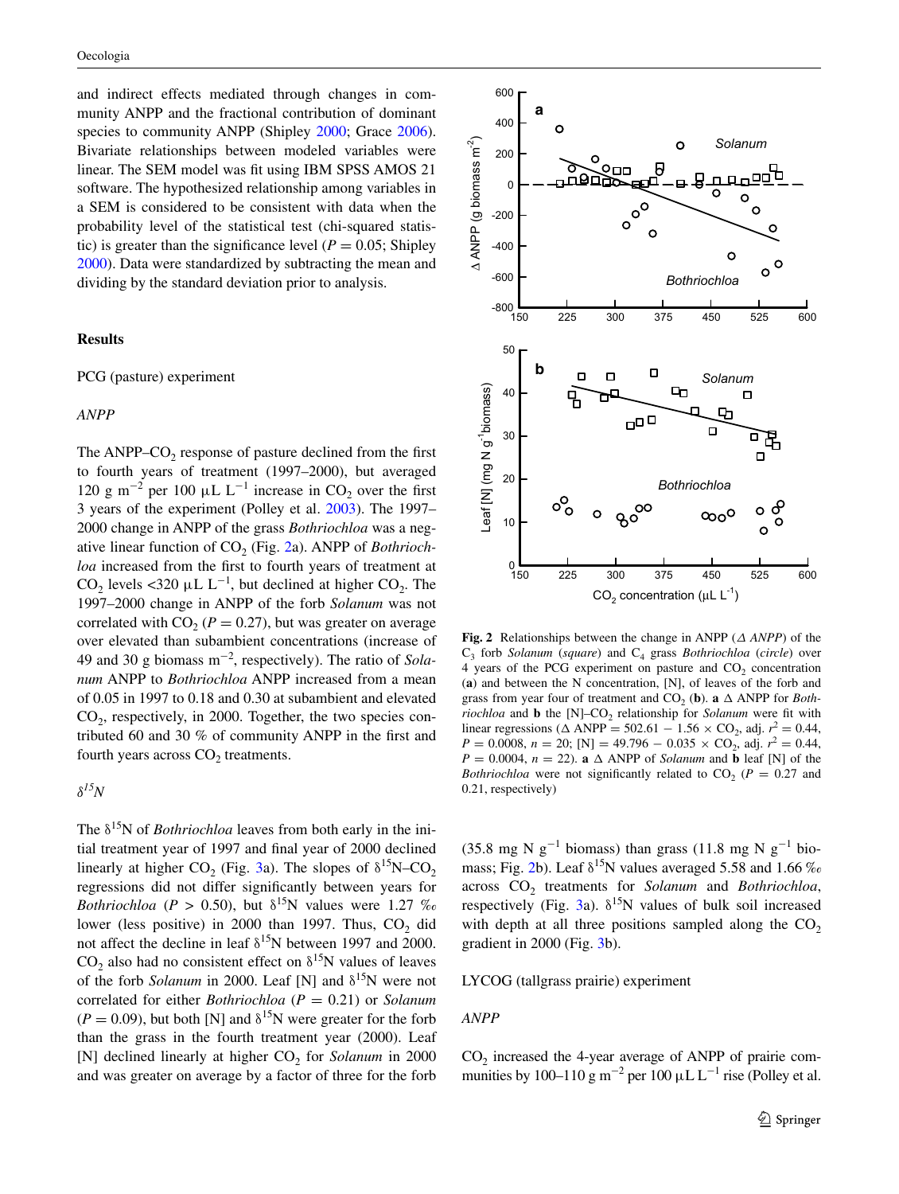and indirect effects mediated through changes in community ANPP and the fractional contribution of dominant species to community ANPP (Shipley 2000; Grace 2006). Bivariate relationships between modeled variables were linear. The SEM model was fit using IBM SPSS AMOS 21 software. The hypothesized relationship among variables in a SEM is considered to be consistent with data when the probability level of the statistical test (chi-squared statistic) is greater than the significance level ($P = 0.05$; Shipley 2000). Data were standardized by subtracting the mean and dividing by the standard deviation prior to analysis.

## Results

### PCG (pasture) experiment

*ANPP*

The ANPP–$CO_2$ response of pasture declined from the first to fourth years of treatment (1997–2000), but averaged 120 g $m^{-2}$ per 100 μL $L^{-1}$ increase in $CO_2$ over the first 3 years of the experiment (Polley et al. 2003). The 1997–2000 change in ANPP of the grass *Bothriochloa* was a negative linear function of $CO_2$ (Fig. 2a). ANPP of *Bothriochloa* increased from the first to fourth years of treatment at $CO_2$ levels <320 μL $L^{-1}$, but declined at higher $CO_2$. The 1997–2000 change in ANPP of the forb *Solanum* was not correlated with $CO_2$ ($P = 0.27$), but was greater on average over elevated than subambient concentrations (increase of 49 and 30 g biomass $m^{-2}$, respectively). The ratio of *Solanum* ANPP to *Bothriochloa* ANPP increased from a mean of 0.05 in 1997 to 0.18 and 0.30 at subambient and elevated $CO_2$, respectively, in 2000. Together, the two species contributed 60 and 30 % of community ANPP in the first and fourth years across $CO_2$ treatments.

*$\delta^{15}N$*

The $\delta^{15}$N of *Bothriochloa* leaves from both early in the initial treatment year of 1997 and final year of 2000 declined linearly at higher $CO_2$ (Fig. 3a). The slopes of $\delta^{15}$N–$CO_2$ regressions did not differ significantly between years for *Bothriochloa* ($P > 0.50$), but $\delta^{15}$N values were 1.27 ‰ lower (less positive) in 2000 than 1997. Thus, $CO_2$ did not affect the decline in leaf $\delta^{15}$N between 1997 and 2000. $CO_2$ also had no consistent effect on $\delta^{15}$N values of leaves of the forb *Solanum* in 2000. Leaf [N] and $\delta^{15}$N were not correlated for either *Bothriochloa* ($P = 0.21$) or *Solanum* ($P = 0.09$), but both [N] and $\delta^{15}$N were greater for the forb than the grass in the fourth treatment year (2000). Leaf [N] declined linearly at higher $CO_2$ for *Solanum* in 2000 and was greater on average by a factor of three for the forb (35.8 mg N $g^{-1}$ biomass) than grass (11.8 mg N $g^{-1}$ biomass; Fig. 2b). Leaf $\delta^{15}$N values averaged 5.58 and 1.66 ‰ across $CO_2$ treatments for *Solanum* and *Bothriochloa*, respectively (Fig. 3a). $\delta^{15}$N values of bulk soil increased with depth at all three positions sampled along the $CO_2$ gradient in 2000 (Fig. 3b).

**Fig. 2** Relationships between the change in ANPP (*Δ ANPP*) of the $C_3$ forb *Solanum* (*square*) and $C_4$ grass *Bothriochloa* (*circle*) over 4 years of the PCG experiment on pasture and $CO_2$ concentration (**a**) and between the N concentration, [N], of leaves of the forb and grass from year four of treatment and $CO_2$ (**b**). **a** Δ ANPP for *Bothriochloa* and **b** the [N]–$CO_2$ relationship for *Solanum* were fit with linear regressions ($\Delta$ ANPP $= 502.61 - 1.56 \times CO_2$, adj. $r^2 = 0.44$, $P = 0.0008$, $n = 20$; [N] $= 49.796 - 0.035 \times CO_2$, adj. $r^2 = 0.44$, $P = 0.0004$, $n = 22$). **a** Δ ANPP of *Solanum* and **b** leaf [N] of the *Bothriochloa* were not significantly related to $CO_2$ ($P = 0.27$ and 0.21, respectively)

### LYCOG (tallgrass prairie) experiment

*ANPP*

$CO_2$ increased the 4-year average of ANPP of prairie communities by 100–110 g $m^{-2}$ per 100 μL $L^{-1}$ rise (Polley et al.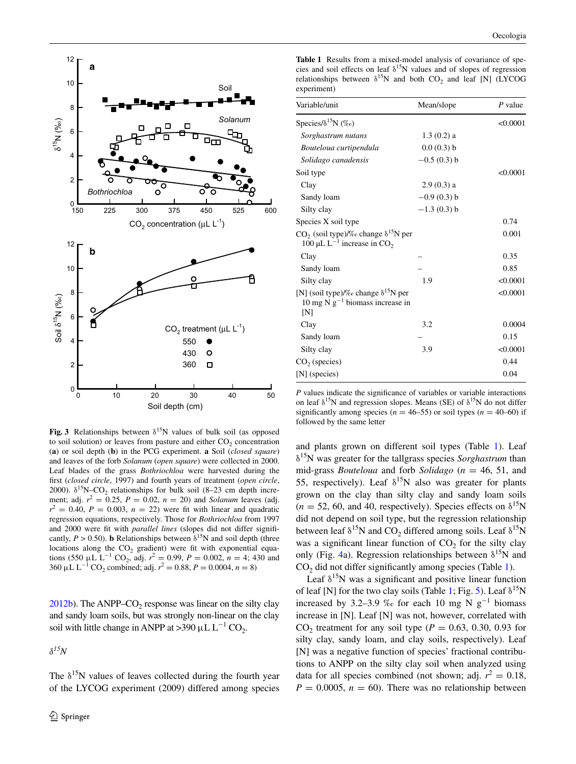**Fig. 3** Relationships between δ$^{15}$N values of bulk soil (as opposed to soil solution) or leaves from pasture and either $CO_2$ concentration (**a**) or soil depth (**b**) in the PCG experiment. **a** Soil (*closed square*) and leaves of the forb *Solanum* (*open square*) were collected in 2000. Leaf blades of the grass *Bothriochloa* were harvested during the first (*closed circle*, 1997) and fourth years of treatment (*open circle*, 2000). δ$^{15}$N–$CO_2$ relationships for bulk soil (8–23 cm depth increment; adj. $r^2 = 0.25$, $P = 0.02$, $n = 20$) and *Solanum* leaves (adj. $r^2 = 0.40$, $P = 0.003$, $n = 22$) were fit with linear and quadratic regression equations, respectively. Those for *Bothriochloa* from 1997 and 2000 were fit with *parallel lines* (slopes did not differ significantly, $P > 0.50$). **b** Relationships between δ$^{15}$N and soil depth (three locations along the $CO_2$ gradient) were fit with exponential equations (550 μL L$^{-1}$ $CO_2$, adj. $r^2 = 0.99$, $P = 0.002$, $n = 4$; 430 and 360 μL L$^{-1}$ $CO_2$ combined; adj. $r^2 = 0.88$, $P = 0.0004$, $n = 8$)

2012b). The ANPP–$CO_2$ response was linear on the silty clay and sandy loam soils, but was strongly non-linear on the clay soil with little change in ANPP at >390 μL L$^{-1}$ $CO_2$.

### *δ$^{15}$N*

The δ$^{15}$N values of leaves collected during the fourth year of the LYCOG experiment (2009) differed among species

**Table 1** Results from a mixed-model analysis of covariance of species and soil effects on leaf δ$^{15}$N values and of slopes of regression relationships between δ$^{15}$N and both $CO_2$ and leaf [N] (LYCOG experiment)

| Variable/unit | Mean/slope | *P* value |
|---|---|---|
| Species/δ$^{15}$N (‰) | | <0.0001 |
| *Sorghastrum nutans* | 1.3 (0.2) a | |
| *Bouteloua curtipendula* | 0.0 (0.3) b | |
| *Solidago canadensis* | −0.5 (0.3) b | |
| Soil type | | <0.0001 |
| Clay | 2.9 (0.3) a | |
| Sandy loam | −0.9 (0.3) b | |
| Silty clay | −1.3 (0.3) b | |
| Species X soil type | | 0.74 |
| $CO_2$ (soil type)/‰ change δ$^{15}$N per 100 μL L$^{-1}$ increase in $CO_2$ | | 0.001 |
| Clay | – | 0.35 |
| Sandy loam | – | 0.85 |
| Silty clay | 1.9 | <0.0001 |
| [N] (soil type)/‰ change δ$^{15}$N per 10 mg N g$^{-1}$ biomass increase in [N] | | <0.0001 |
| Clay | 3.2 | 0.0004 |
| Sandy loam | – | 0.15 |
| Silty clay | 3.9 | <0.0001 |
| $CO_2$ (species) | | 0.44 |
| [N] (species) | | 0.04 |

*P* values indicate the significance of variables or variable interactions on leaf δ$^{15}$N and regression slopes. Means (SE) of δ$^{15}$N do not differ significantly among species ($n = 46$–$55$) or soil types ($n = 40$–$60$) if followed by the same letter

and plants grown on different soil types (Table 1). Leaf δ$^{15}$N was greater for the tallgrass species *Sorghastrum* than mid-grass *Bouteloua* and forb *Solidago* ($n = 46$, 51, and 55, respectively). Leaf δ$^{15}$N also was greater for plants grown on the clay than silty clay and sandy loam soils ($n = 52$, 60, and 40, respectively). Species effects on δ$^{15}$N did not depend on soil type, but the regression relationship between leaf δ$^{15}$N and $CO_2$ differed among soils. Leaf δ$^{15}$N was a significant linear function of $CO_2$ for the silty clay only (Fig. 4a). Regression relationships between δ$^{15}$N and $CO_2$ did not differ significantly among species (Table 1).

Leaf δ$^{15}$N was a significant and positive linear function of leaf [N] for the two clay soils (Table 1; Fig. 5). Leaf δ$^{15}$N increased by 3.2–3.9 ‰ for each 10 mg N g$^{-1}$ biomass increase in [N]. Leaf [N] was not, however, correlated with $CO_2$ treatment for any soil type ($P = 0.63$, 0.30, 0.93 for silty clay, sandy loam, and clay soils, respectively). Leaf [N] was a negative function of species' fractional contributions to ANPP on the silty clay soil when analyzed using data for all species combined (not shown; adj. $r^2 = 0.18$, $P = 0.0005$, $n = 60$). There was no relationship between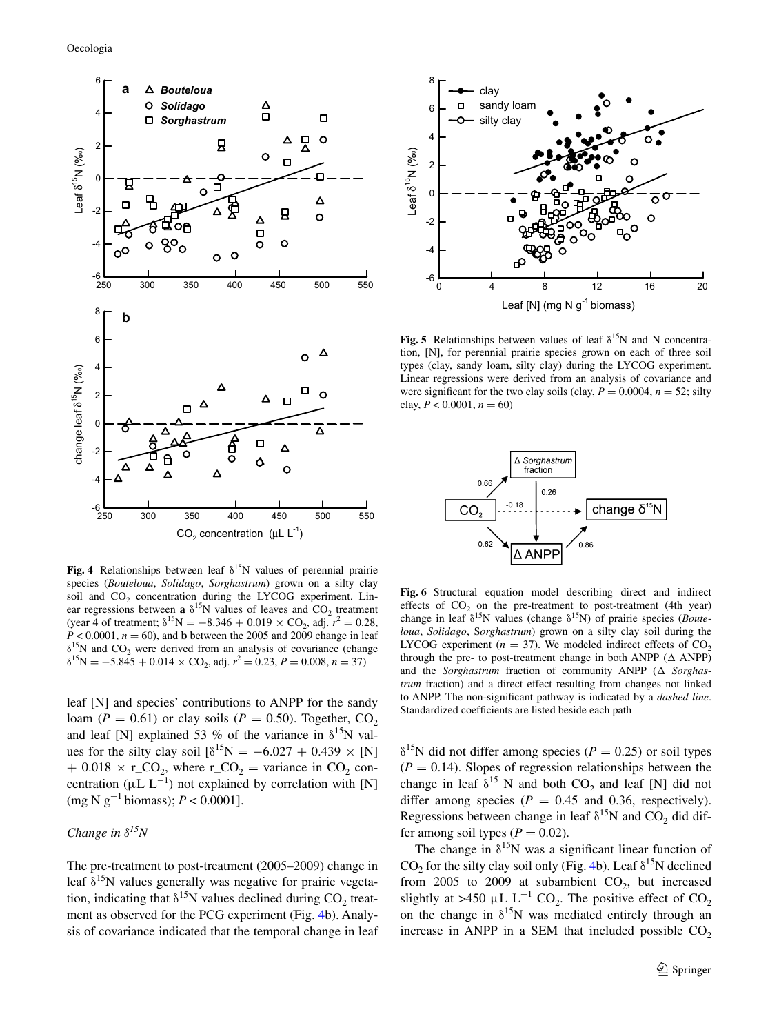**Fig. 4** Relationships between leaf $\delta^{15}N$ values of perennial prairie species (*Bouteloua*, *Solidago*, *Sorghastrum*) grown on a silty clay soil and $CO_2$ concentration during the LYCOG experiment. Linear regressions between **a** $\delta^{15}N$ values of leaves and $CO_2$ treatment (year 4 of treatment; $\delta^{15}N = -8.346 + 0.019 \times CO_2$, adj. $r^2 = 0.28$, $P < 0.0001$, $n = 60$), and **b** between the 2005 and 2009 change in leaf $\delta^{15}N$ and $CO_2$ were derived from an analysis of covariance (change $\delta^{15}N = -5.845 + 0.014 \times CO_2$, adj. $r^2 = 0.23$, $P = 0.008$, $n = 37$)

**Fig. 5** Relationships between values of leaf $\delta^{15}N$ and N concentration, [N], for perennial prairie species grown on each of three soil types (clay, sandy loam, silty clay) during the LYCOG experiment. Linear regressions were derived from an analysis of covariance and were significant for the two clay soils (clay, $P = 0.0004$, $n = 52$; silty clay, $P < 0.0001$, $n = 60$)

**Fig. 6** Structural equation model describing direct and indirect effects of $CO_2$ on the pre-treatment to post-treatment (4th year) change in leaf $\delta^{15}N$ values (change $\delta^{15}N$) of prairie species (*Bouteloua*, *Solidago*, *Sorghastrum*) grown on a silty clay soil during the LYCOG experiment ($n = 37$). We modeled indirect effects of $CO_2$ through the pre- to post-treatment change in both ANPP (Δ ANPP) and the *Sorghastrum* fraction of community ANPP (Δ *Sorghastrum* fraction) and a direct effect resulting from changes not linked to ANPP. The non-significant pathway is indicated by a *dashed line*. Standardized coefficients are listed beside each path

leaf [N] and species' contributions to ANPP for the sandy loam ($P = 0.61$) or clay soils ($P = 0.50$). Together, $CO_2$ and leaf [N] explained 53 % of the variance in $\delta^{15}N$ values for the silty clay soil [$\delta^{15}N = -6.027 + 0.439 \times [N] + 0.018 \times r\_CO_2$, where $r\_CO_2$ = variance in $CO_2$ concentration ($\mu L\ L^{-1}$) not explained by correlation with [N] (mg N $g^{-1}$ biomass); $P < 0.0001$].

### *Change in $\delta^{15}N$*

The pre-treatment to post-treatment (2005–2009) change in leaf $\delta^{15}N$ values generally was negative for prairie vegetation, indicating that $\delta^{15}N$ values declined during $CO_2$ treatment as observed for the PCG experiment (Fig. 4b). Analysis of covariance indicated that the temporal change in leaf $\delta^{15}N$ did not differ among species ($P = 0.25$) or soil types ($P = 0.14$). Slopes of regression relationships between the change in leaf $\delta^{15}$ N and both $CO_2$ and leaf [N] did not differ among species ($P = 0.45$ and 0.36, respectively). Regressions between change in leaf $\delta^{15}N$ and $CO_2$ did differ among soil types ($P = 0.02$).

The change in $\delta^{15}N$ was a significant linear function of $CO_2$ for the silty clay soil only (Fig. 4b). Leaf $\delta^{15}N$ declined from 2005 to 2009 at subambient $CO_2$, but increased slightly at >450 $\mu L\ L^{-1}$ $CO_2$. The positive effect of $CO_2$ on the change in $\delta^{15}N$ was mediated entirely through an increase in ANPP in a SEM that included possible $CO_2$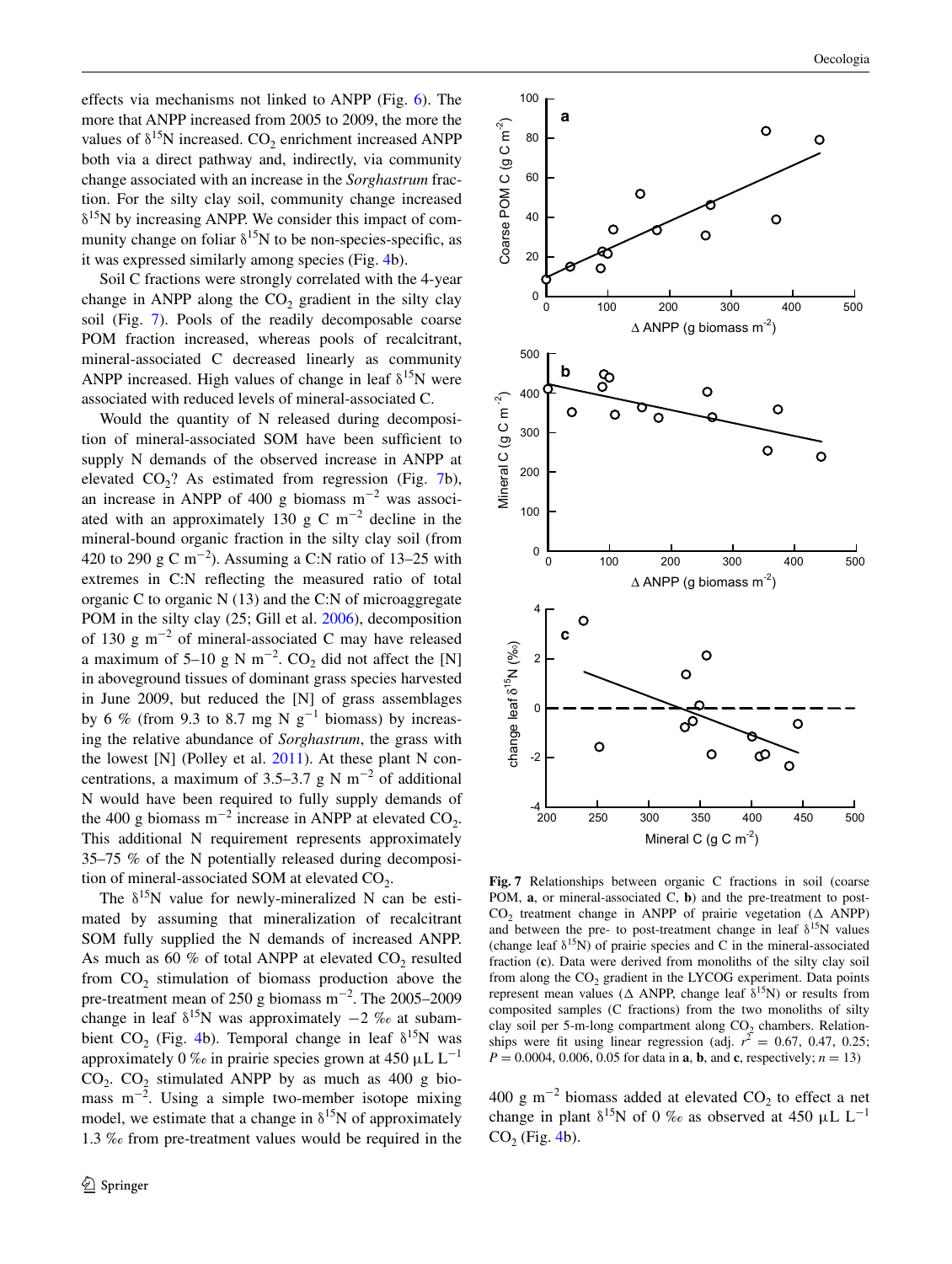effects via mechanisms not linked to ANPP (Fig. 6). The more that ANPP increased from 2005 to 2009, the more the values of $\delta^{15}N$ increased. $CO_2$ enrichment increased ANPP both via a direct pathway and, indirectly, via community change associated with an increase in the *Sorghastrum* fraction. For the silty clay soil, community change increased $\delta^{15}N$ by increasing ANPP. We consider this impact of community change on foliar $\delta^{15}N$ to be non-species-specific, as it was expressed similarly among species (Fig. 4b).

Soil C fractions were strongly correlated with the 4-year change in ANPP along the $CO_2$ gradient in the silty clay soil (Fig. 7). Pools of the readily decomposable coarse POM fraction increased, whereas pools of recalcitrant, mineral-associated C decreased linearly as community ANPP increased. High values of change in leaf $\delta^{15}N$ were associated with reduced levels of mineral-associated C.

Would the quantity of N released during decomposition of mineral-associated SOM have been sufficient to supply N demands of the observed increase in ANPP at elevated $CO_2$? As estimated from regression (Fig. 7b), an increase in ANPP of 400 g biomass $m^{-2}$ was associated with an approximately 130 g C $m^{-2}$ decline in the mineral-bound organic fraction in the silty clay soil (from 420 to 290 g C $m^{-2}$). Assuming a C:N ratio of 13–25 with extremes in C:N reflecting the measured ratio of total organic C to organic N (13) and the C:N of microaggregate POM in the silty clay (25; Gill et al. 2006), decomposition of 130 g $m^{-2}$ of mineral-associated C may have released a maximum of 5–10 g N $m^{-2}$. $CO_2$ did not affect the [N] in aboveground tissues of dominant grass species harvested in June 2009, but reduced the [N] of grass assemblages by 6 % (from 9.3 to 8.7 mg N $g^{-1}$ biomass) by increasing the relative abundance of *Sorghastrum*, the grass with the lowest [N] (Polley et al. 2011). At these plant N concentrations, a maximum of 3.5–3.7 g N $m^{-2}$ of additional N would have been required to fully supply demands of the 400 g biomass $m^{-2}$ increase in ANPP at elevated $CO_2$. This additional N requirement represents approximately 35–75 % of the N potentially released during decomposition of mineral-associated SOM at elevated $CO_2$.

The $\delta^{15}N$ value for newly-mineralized N can be estimated by assuming that mineralization of recalcitrant SOM fully supplied the N demands of increased ANPP. As much as 60 % of total ANPP at elevated $CO_2$ resulted from $CO_2$ stimulation of biomass production above the pre-treatment mean of 250 g biomass $m^{-2}$. The 2005–2009 change in leaf $\delta^{15}N$ was approximately −2 ‰ at subambient $CO_2$ (Fig. 4b). Temporal change in leaf $\delta^{15}N$ was approximately 0 ‰ in prairie species grown at 450 μL $L^{-1}$ $CO_2$. $CO_2$ stimulated ANPP by as much as 400 g biomass $m^{-2}$. Using a simple two-member isotope mixing model, we estimate that a change in $\delta^{15}N$ of approximately 1.3 ‰ from pre-treatment values would be required in the 400 g $m^{-2}$ biomass added at elevated $CO_2$ to effect a net change in plant $\delta^{15}N$ of 0 ‰ as observed at 450 μL $L^{-1}$ $CO_2$ (Fig. 4b).

**Fig. 7** Relationships between organic C fractions in soil (coarse POM, **a**, or mineral-associated C, **b**) and the pre-treatment to post-$CO_2$ treatment change in ANPP of prairie vegetation (Δ ANPP) and between the pre- to post-treatment change in leaf $\delta^{15}N$ values (change leaf $\delta^{15}N$) of prairie species and C in the mineral-associated fraction (**c**). Data were derived from monoliths of the silty clay soil from along the $CO_2$ gradient in the LYCOG experiment. Data points represent mean values (Δ ANPP, change leaf $\delta^{15}N$) or results from composited samples (C fractions) from the two monoliths of silty clay soil per 5-m-long compartment along $CO_2$ chambers. Relationships were fit using linear regression (adj. $r^2$ = 0.67, 0.47, 0.25; $P$ = 0.0004, 0.006, 0.05 for data in **a**, **b**, and **c**, respectively; $n$ = 13)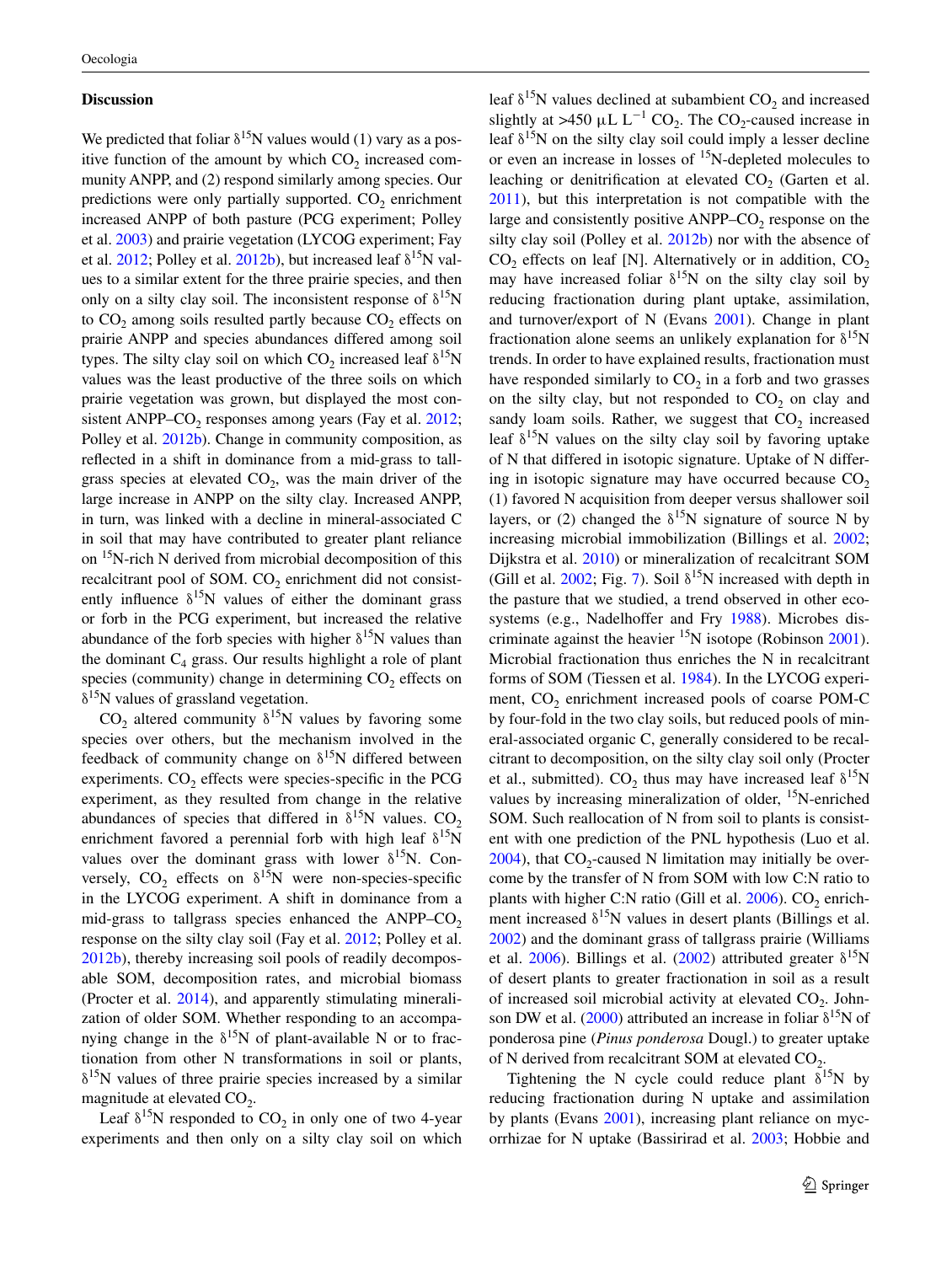## Discussion

We predicted that foliar $\delta^{15}N$ values would (1) vary as a positive function of the amount by which $CO_2$ increased community ANPP, and (2) respond similarly among species. Our predictions were only partially supported. $CO_2$ enrichment increased ANPP of both pasture (PCG experiment; Polley et al. 2003) and prairie vegetation (LYCOG experiment; Fay et al. 2012; Polley et al. 2012b), but increased leaf $\delta^{15}N$ values to a similar extent for the three prairie species, and then only on a silty clay soil. The inconsistent response of $\delta^{15}N$ to $CO_2$ among soils resulted partly because $CO_2$ effects on prairie ANPP and species abundances differed among soil types. The silty clay soil on which $CO_2$ increased leaf $\delta^{15}N$ values was the least productive of the three soils on which prairie vegetation was grown, but displayed the most consistent ANPP–$CO_2$ responses among years (Fay et al. 2012; Polley et al. 2012b). Change in community composition, as reflected in a shift in dominance from a mid-grass to tallgrass species at elevated $CO_2$, was the main driver of the large increase in ANPP on the silty clay. Increased ANPP, in turn, was linked with a decline in mineral-associated C in soil that may have contributed to greater plant reliance on $^{15}N$-rich N derived from microbial decomposition of this recalcitrant pool of SOM. $CO_2$ enrichment did not consistently influence $\delta^{15}N$ values of either the dominant grass or forb in the PCG experiment, but increased the relative abundance of the forb species with higher $\delta^{15}N$ values than the dominant $C_4$ grass. Our results highlight a role of plant species (community) change in determining $CO_2$ effects on $\delta^{15}N$ values of grassland vegetation.

$CO_2$ altered community $\delta^{15}N$ values by favoring some species over others, but the mechanism involved in the feedback of community change on $\delta^{15}N$ differed between experiments. $CO_2$ effects were species-specific in the PCG experiment, as they resulted from change in the relative abundances of species that differed in $\delta^{15}N$ values. $CO_2$ enrichment favored a perennial forb with high leaf $\delta^{15}N$ values over the dominant grass with lower $\delta^{15}N$. Conversely, $CO_2$ effects on $\delta^{15}N$ were non-species-specific in the LYCOG experiment. A shift in dominance from a mid-grass to tallgrass species enhanced the ANPP–$CO_2$ response on the silty clay soil (Fay et al. 2012; Polley et al. 2012b), thereby increasing soil pools of readily decomposable SOM, decomposition rates, and microbial biomass (Procter et al. 2014), and apparently stimulating mineralization of older SOM. Whether responding to an accompanying change in the $\delta^{15}N$ of plant-available N or to fractionation from other N transformations in soil or plants, $\delta^{15}N$ values of three prairie species increased by a similar magnitude at elevated $CO_2$.

Leaf $\delta^{15}N$ responded to $CO_2$ in only one of two 4-year experiments and then only on a silty clay soil on which leaf $\delta^{15}N$ values declined at subambient $CO_2$ and increased slightly at >450 $\mu L\ L^{-1}$ $CO_2$. The $CO_2$-caused increase in leaf $\delta^{15}N$ on the silty clay soil could imply a lesser decline or even an increase in losses of $^{15}N$-depleted molecules to leaching or denitrification at elevated $CO_2$ (Garten et al. 2011), but this interpretation is not compatible with the large and consistently positive ANPP–$CO_2$ response on the silty clay soil (Polley et al. 2012b) nor with the absence of $CO_2$ effects on leaf [N]. Alternatively or in addition, $CO_2$ may have increased foliar $\delta^{15}N$ on the silty clay soil by reducing fractionation during plant uptake, assimilation, and turnover/export of N (Evans 2001). Change in plant fractionation alone seems an unlikely explanation for $\delta^{15}N$ trends. In order to have explained results, fractionation must have responded similarly to $CO_2$ in a forb and two grasses on the silty clay, but not responded to $CO_2$ on clay and sandy loam soils. Rather, we suggest that $CO_2$ increased leaf $\delta^{15}N$ values on the silty clay soil by favoring uptake of N that differed in isotopic signature. Uptake of N differing in isotopic signature may have occurred because $CO_2$ (1) favored N acquisition from deeper versus shallower soil layers, or (2) changed the $\delta^{15}N$ signature of source N by increasing microbial immobilization (Billings et al. 2002; Dijkstra et al. 2010) or mineralization of recalcitrant SOM (Gill et al. 2002; Fig. 7). Soil $\delta^{15}N$ increased with depth in the pasture that we studied, a trend observed in other ecosystems (e.g., Nadelhoffer and Fry 1988). Microbes discriminate against the heavier $^{15}N$ isotope (Robinson 2001). Microbial fractionation thus enriches the N in recalcitrant forms of SOM (Tiessen et al. 1984). In the LYCOG experiment, $CO_2$ enrichment increased pools of coarse POM-C by four-fold in the two clay soils, but reduced pools of mineral-associated organic C, generally considered to be recalcitrant to decomposition, on the silty clay soil only (Procter et al., submitted). $CO_2$ thus may have increased leaf $\delta^{15}N$ values by increasing mineralization of older, $^{15}N$-enriched SOM. Such reallocation of N from soil to plants is consistent with one prediction of the PNL hypothesis (Luo et al. 2004), that $CO_2$-caused N limitation may initially be overcome by the transfer of N from SOM with low C:N ratio to plants with higher C:N ratio (Gill et al. 2006). $CO_2$ enrichment increased $\delta^{15}N$ values in desert plants (Billings et al. 2002) and the dominant grass of tallgrass prairie (Williams et al. 2006). Billings et al. (2002) attributed greater $\delta^{15}N$ of desert plants to greater fractionation in soil as a result of increased soil microbial activity at elevated $CO_2$. Johnson DW et al. (2000) attributed an increase in foliar $\delta^{15}N$ of ponderosa pine (*Pinus ponderosa* Dougl.) to greater uptake of N derived from recalcitrant SOM at elevated $CO_2$.

Tightening the N cycle could reduce plant $\delta^{15}N$ by reducing fractionation during N uptake and assimilation by plants (Evans 2001), increasing plant reliance on mycorrhizae for N uptake (Bassirirad et al. 2003; Hobbie and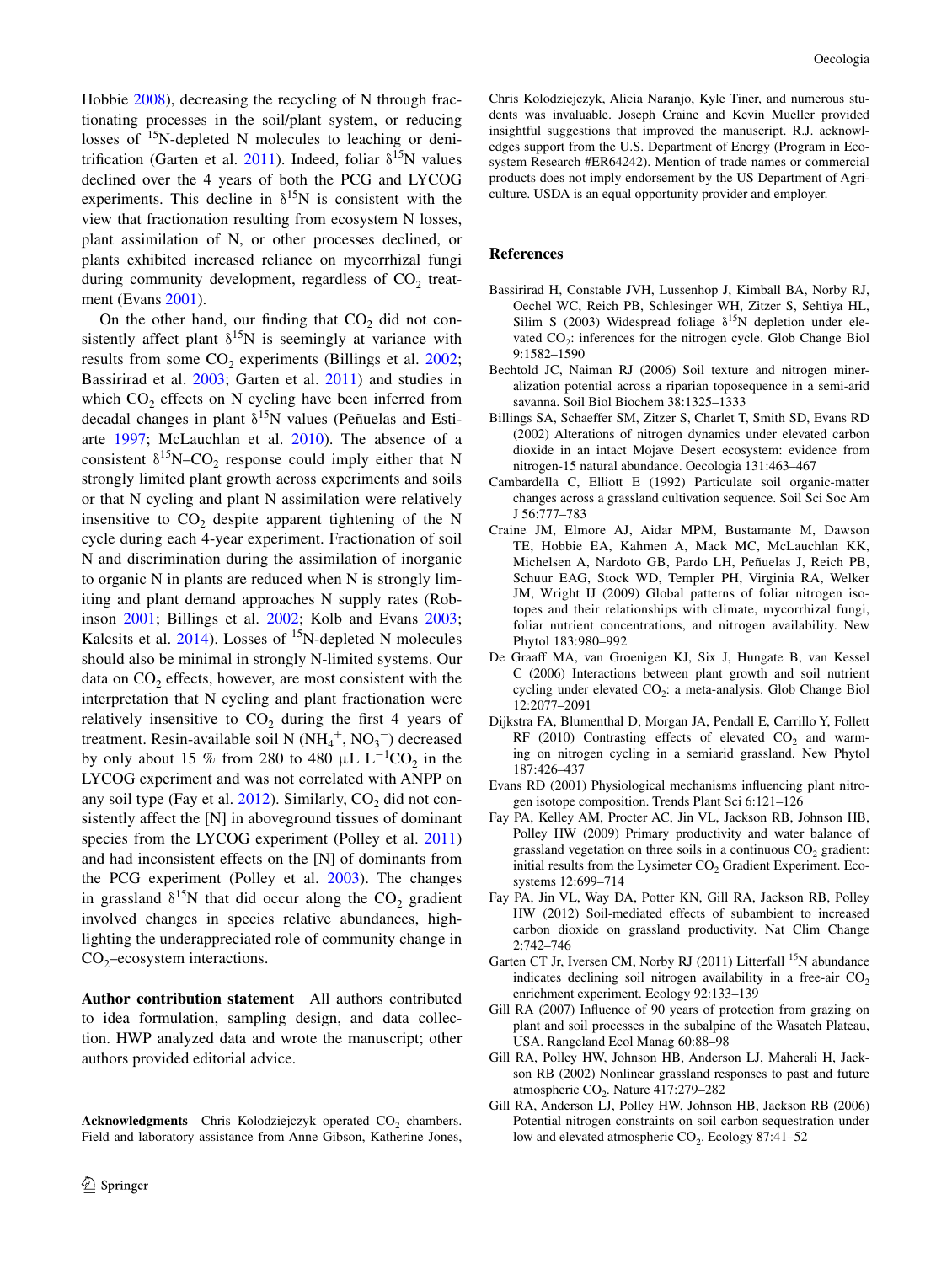Hobbie 2008), decreasing the recycling of N through fractionating processes in the soil/plant system, or reducing losses of $^{15}$N-depleted N molecules to leaching or denitrification (Garten et al. 2011). Indeed, foliar $\delta^{15}$N values declined over the 4 years of both the PCG and LYCOG experiments. This decline in $\delta^{15}$N is consistent with the view that fractionation resulting from ecosystem N losses, plant assimilation of N, or other processes declined, or plants exhibited increased reliance on mycorrhizal fungi during community development, regardless of $CO_2$ treatment (Evans 2001).

On the other hand, our finding that $CO_2$ did not consistently affect plant $\delta^{15}$N is seemingly at variance with results from some $CO_2$ experiments (Billings et al. 2002; Bassirirad et al. 2003; Garten et al. 2011) and studies in which $CO_2$ effects on N cycling have been inferred from decadal changes in plant $\delta^{15}$N values (Peñuelas and Estiarte 1997; McLauchlan et al. 2010). The absence of a consistent $\delta^{15}$N–$CO_2$ response could imply either that N strongly limited plant growth across experiments and soils or that N cycling and plant N assimilation were relatively insensitive to $CO_2$ despite apparent tightening of the N cycle during each 4-year experiment. Fractionation of soil N and discrimination during the assimilation of inorganic to organic N in plants are reduced when N is strongly limiting and plant demand approaches N supply rates (Robinson 2001; Billings et al. 2002; Kolb and Evans 2003; Kalcsits et al. 2014). Losses of $^{15}$N-depleted N molecules should also be minimal in strongly N-limited systems. Our data on $CO_2$ effects, however, are most consistent with the interpretation that N cycling and plant fractionation were relatively insensitive to $CO_2$ during the first 4 years of treatment. Resin-available soil N ($NH_4^+$, $NO_3^-$) decreased by only about 15 % from 280 to 480 μL $L^{-1}CO_2$ in the LYCOG experiment and was not correlated with ANPP on any soil type (Fay et al. 2012). Similarly, $CO_2$ did not consistently affect the [N] in aboveground tissues of dominant species from the LYCOG experiment (Polley et al. 2011) and had inconsistent effects on the [N] of dominants from the PCG experiment (Polley et al. 2003). The changes in grassland $\delta^{15}$N that did occur along the $CO_2$ gradient involved changes in species relative abundances, highlighting the underappreciated role of community change in $CO_2$–ecosystem interactions.

**Author contribution statement** All authors contributed to idea formulation, sampling design, and data collection. HWP analyzed data and wrote the manuscript; other authors provided editorial advice.

**Acknowledgments** Chris Kolodziejczyk operated $CO_2$ chambers. Field and laboratory assistance from Anne Gibson, Katherine Jones, Chris Kolodziejczyk, Alicia Naranjo, Kyle Tiner, and numerous students was invaluable. Joseph Craine and Kevin Mueller provided insightful suggestions that improved the manuscript. R.J. acknowledges support from the U.S. Department of Energy (Program in Ecosystem Research #ER64242). Mention of trade names or commercial products does not imply endorsement by the US Department of Agriculture. USDA is an equal opportunity provider and employer.

## References

Bassirirad H, Constable JVH, Lussenhop J, Kimball BA, Norby RJ, Oechel WC, Reich PB, Schlesinger WH, Zitzer S, Sehtiya HL, Silim S (2003) Widespread foliage $\delta^{15}$N depletion under elevated $CO_2$: inferences for the nitrogen cycle. Glob Change Biol 9:1582–1590

Bechtold JC, Naiman RJ (2006) Soil texture and nitrogen mineralization potential across a riparian toposequence in a semi-arid savanna. Soil Biol Biochem 38:1325–1333

Billings SA, Schaeffer SM, Zitzer S, Charlet T, Smith SD, Evans RD (2002) Alterations of nitrogen dynamics under elevated carbon dioxide in an intact Mojave Desert ecosystem: evidence from nitrogen-15 natural abundance. Oecologia 131:463–467

Cambardella C, Elliott E (1992) Particulate soil organic-matter changes across a grassland cultivation sequence. Soil Sci Soc Am J 56:777–783

Craine JM, Elmore AJ, Aidar MPM, Bustamante M, Dawson TE, Hobbie EA, Kahmen A, Mack MC, McLauchlan KK, Michelsen A, Nardoto GB, Pardo LH, Peñuelas J, Reich PB, Schuur EAG, Stock WD, Templer PH, Virginia RA, Welker JM, Wright IJ (2009) Global patterns of foliar nitrogen isotopes and their relationships with climate, mycorrhizal fungi, foliar nutrient concentrations, and nitrogen availability. New Phytol 183:980–992

De Graaff MA, van Groenigen KJ, Six J, Hungate B, van Kessel C (2006) Interactions between plant growth and soil nutrient cycling under elevated $CO_2$: a meta-analysis. Glob Change Biol 12:2077–2091

Dijkstra FA, Blumenthal D, Morgan JA, Pendall E, Carrillo Y, Follett RF (2010) Contrasting effects of elevated $CO_2$ and warming on nitrogen cycling in a semiarid grassland. New Phytol 187:426–437

Evans RD (2001) Physiological mechanisms influencing plant nitrogen isotope composition. Trends Plant Sci 6:121–126

Fay PA, Kelley AM, Procter AC, Jin VL, Jackson RB, Johnson HB, Polley HW (2009) Primary productivity and water balance of grassland vegetation on three soils in a continuous $CO_2$ gradient: initial results from the Lysimeter $CO_2$ Gradient Experiment. Ecosystems 12:699–714

Fay PA, Jin VL, Way DA, Potter KN, Gill RA, Jackson RB, Polley HW (2012) Soil-mediated effects of subambient to increased carbon dioxide on grassland productivity. Nat Clim Change 2:742–746

Garten CT Jr, Iversen CM, Norby RJ (2011) Litterfall $^{15}$N abundance indicates declining soil nitrogen availability in a free-air $CO_2$ enrichment experiment. Ecology 92:133–139

Gill RA (2007) Influence of 90 years of protection from grazing on plant and soil processes in the subalpine of the Wasatch Plateau, USA. Rangeland Ecol Manag 60:88–98

Gill RA, Polley HW, Johnson HB, Anderson LJ, Maherali H, Jackson RB (2002) Nonlinear grassland responses to past and future atmospheric $CO_2$. Nature 417:279–282

Gill RA, Anderson LJ, Polley HW, Johnson HB, Jackson RB (2006) Potential nitrogen constraints on soil carbon sequestration under low and elevated atmospheric $CO_2$. Ecology 87:41–52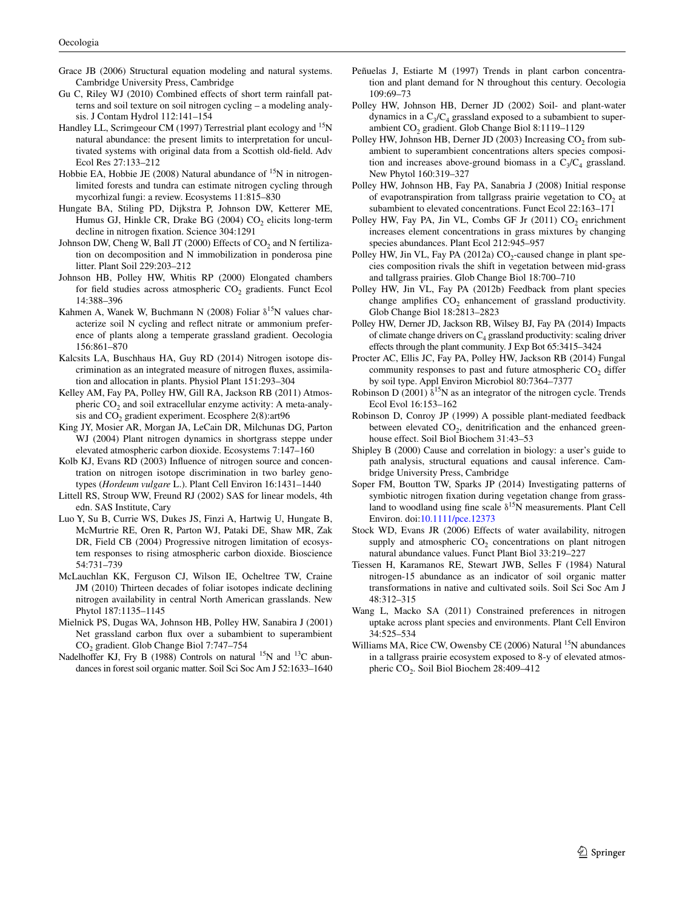Grace JB (2006) Structural equation modeling and natural systems. Cambridge University Press, Cambridge

Gu C, Riley WJ (2010) Combined effects of short term rainfall patterns and soil texture on soil nitrogen cycling – a modeling analysis. J Contam Hydrol 112:141–154

Handley LL, Scrimgeour CM (1997) Terrestrial plant ecology and $^{15}N$ natural abundance: the present limits to interpretation for uncultivated systems with original data from a Scottish old-field. Adv Ecol Res 27:133–212

Hobbie EA, Hobbie JE (2008) Natural abundance of $^{15}N$ in nitrogen-limited forests and tundra can estimate nitrogen cycling through mycorhizal fungi: a review. Ecosystems 11:815–830

Hungate BA, Stiling PD, Dijkstra P, Johnson DW, Ketterer ME, Humus GJ, Hinkle CR, Drake BG (2004) $CO_2$ elicits long-term decline in nitrogen fixation. Science 304:1291

Johnson DW, Cheng W, Ball JT (2000) Effects of $CO_2$ and N fertilization on decomposition and N immobilization in ponderosa pine litter. Plant Soil 229:203–212

Johnson HB, Polley HW, Whitis RP (2000) Elongated chambers for field studies across atmospheric $CO_2$ gradients. Funct Ecol 14:388–396

Kahmen A, Wanek W, Buchmann N (2008) Foliar $\delta^{15}N$ values characterize soil N cycling and reflect nitrate or ammonium preference of plants along a temperate grassland gradient. Oecologia 156:861–870

Kalcsits LA, Buschhaus HA, Guy RD (2014) Nitrogen isotope discrimination as an integrated measure of nitrogen fluxes, assimilation and allocation in plants. Physiol Plant 151:293–304

Kelley AM, Fay PA, Polley HW, Gill RA, Jackson RB (2011) Atmospheric $CO_2$ and soil extracellular enzyme activity: A meta-analysis and $CO_2$ gradient experiment. Ecosphere 2(8):art96

King JY, Mosier AR, Morgan JA, LeCain DR, Milchunas DG, Parton WJ (2004) Plant nitrogen dynamics in shortgrass steppe under elevated atmospheric carbon dioxide. Ecosystems 7:147–160

Kolb KJ, Evans RD (2003) Influence of nitrogen source and concentration on nitrogen isotope discrimination in two barley genotypes (*Hordeum vulgare* L.). Plant Cell Environ 16:1431–1440

Littell RS, Stroup WW, Freund RJ (2002) SAS for linear models, 4th edn. SAS Institute, Cary

Luo Y, Su B, Currie WS, Dukes JS, Finzi A, Hartwig U, Hungate B, McMurtrie RE, Oren R, Parton WJ, Pataki DE, Shaw MR, Zak DR, Field CB (2004) Progressive nitrogen limitation of ecosystem responses to rising atmospheric carbon dioxide. Bioscience 54:731–739

McLauchlan KK, Ferguson CJ, Wilson IE, Ocheltree TW, Craine JM (2010) Thirteen decades of foliar isotopes indicate declining nitrogen availability in central North American grasslands. New Phytol 187:1135–1145

Mielnick PS, Dugas WA, Johnson HB, Polley HW, Sanabria J (2001) Net grassland carbon flux over a subambient to superambient $CO_2$ gradient. Glob Change Biol 7:747–754

Nadelhoffer KJ, Fry B (1988) Controls on natural $^{15}N$ and $^{13}C$ abundances in forest soil organic matter. Soil Sci Soc Am J 52:1633–1640

Peñuelas J, Estiarte M (1997) Trends in plant carbon concentration and plant demand for N throughout this century. Oecologia 109:69–73

Polley HW, Johnson HB, Derner JD (2002) Soil- and plant-water dynamics in a $C_3/C_4$ grassland exposed to a subambient to superambient $CO_2$ gradient. Glob Change Biol 8:1119–1129

Polley HW, Johnson HB, Derner JD (2003) Increasing $CO_2$ from subambient to superambient concentrations alters species composition and increases above-ground biomass in a $C_3/C_4$ grassland. New Phytol 160:319–327

Polley HW, Johnson HB, Fay PA, Sanabria J (2008) Initial response of evapotranspiration from tallgrass prairie vegetation to $CO_2$ at subambient to elevated concentrations. Funct Ecol 22:163–171

Polley HW, Fay PA, Jin VL, Combs GF Jr (2011) $CO_2$ enrichment increases element concentrations in grass mixtures by changing species abundances. Plant Ecol 212:945–957

Polley HW, Jin VL, Fay PA (2012a) $CO_2$-caused change in plant species composition rivals the shift in vegetation between mid-grass and tallgrass prairies. Glob Change Biol 18:700–710

Polley HW, Jin VL, Fay PA (2012b) Feedback from plant species change amplifies $CO_2$ enhancement of grassland productivity. Glob Change Biol 18:2813–2823

Polley HW, Derner JD, Jackson RB, Wilsey BJ, Fay PA (2014) Impacts of climate change drivers on $C_4$ grassland productivity: scaling driver effects through the plant community. J Exp Bot 65:3415–3424

Procter AC, Ellis JC, Fay PA, Polley HW, Jackson RB (2014) Fungal community responses to past and future atmospheric $CO_2$ differ by soil type. Appl Environ Microbiol 80:7364–7377

Robinson D (2001) $\delta^{15}N$ as an integrator of the nitrogen cycle. Trends Ecol Evol 16:153–162

Robinson D, Conroy JP (1999) A possible plant-mediated feedback between elevated $CO_2$, denitrification and the enhanced greenhouse effect. Soil Biol Biochem 31:43–53

Shipley B (2000) Cause and correlation in biology: a user's guide to path analysis, structural equations and causal inference. Cambridge University Press, Cambridge

Soper FM, Boutton TW, Sparks JP (2014) Investigating patterns of symbiotic nitrogen fixation during vegetation change from grassland to woodland using fine scale $\delta^{15}N$ measurements. Plant Cell Environ. doi:10.1111/pce.12373

Stock WD, Evans JR (2006) Effects of water availability, nitrogen supply and atmospheric $CO_2$ concentrations on plant nitrogen natural abundance values. Funct Plant Biol 33:219–227

Tiessen H, Karamanos RE, Stewart JWB, Selles F (1984) Natural nitrogen-15 abundance as an indicator of soil organic matter transformations in native and cultivated soils. Soil Sci Soc Am J 48:312–315

Wang L, Macko SA (2011) Constrained preferences in nitrogen uptake across plant species and environments. Plant Cell Environ 34:525–534

Williams MA, Rice CW, Owensby CE (2006) Natural $^{15}N$ abundances in a tallgrass prairie ecosystem exposed to 8-y of elevated atmospheric $CO_2$. Soil Biol Biochem 28:409–412